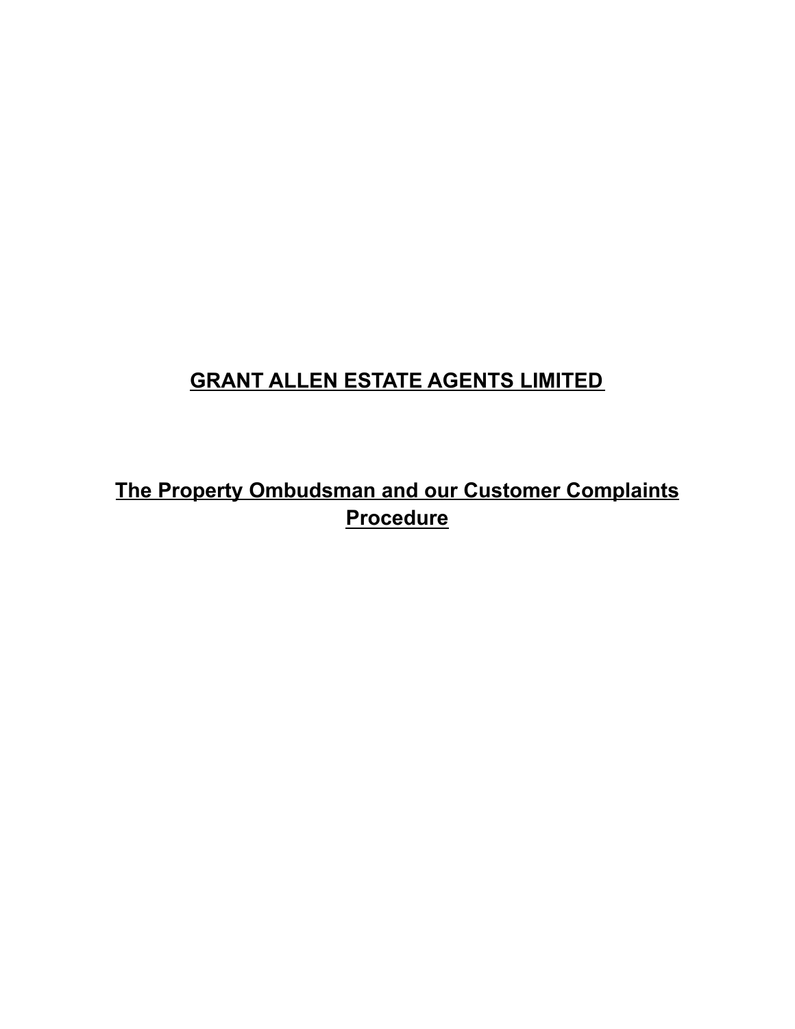# GRANT ALLEN ESTATE AGENTS LIMITED

## The Property Ombudsman and our Customer Complaints Procedure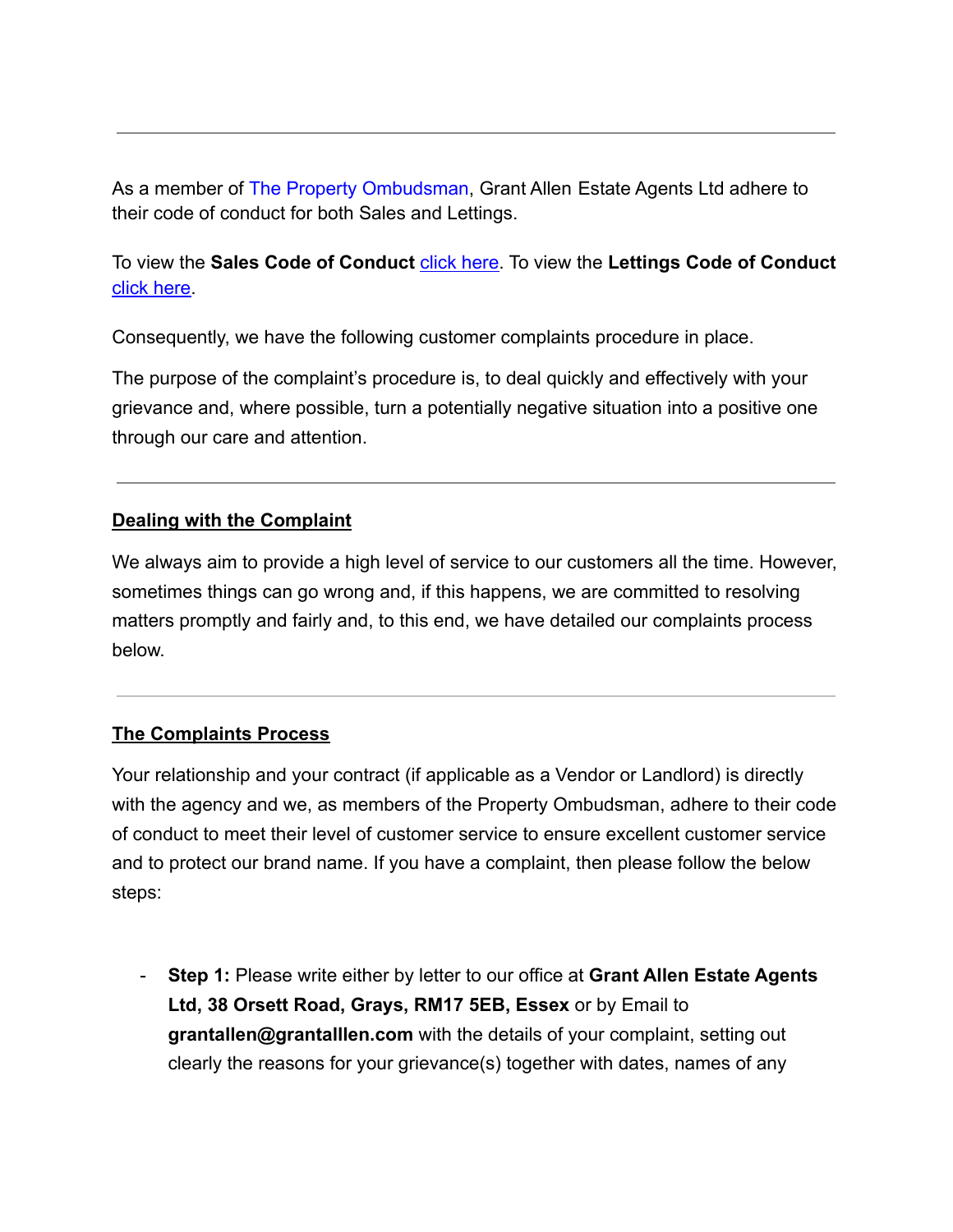---

As a member of The Property Ombudsman, Grant Allen Estate Agents Ltd adhere to their code of conduct for both Sales and Lettings.

To view the **Sales Code of Conduct** click here. To view the **Lettings Code of Conduct** click here.

Consequently, we have the following customer complaints procedure in place.

The purpose of the complaint's procedure is, to deal quickly and effectively with your grievance and, where possible, turn a potentially negative situation into a positive one through our care and attention.

---

**Dealing with the Complaint**

We always aim to provide a high level of service to our customers all the time. However, sometimes things can go wrong and, if this happens, we are committed to resolving matters promptly and fairly and, to this end, we have detailed our complaints process below.

---

**The Complaints Process**

Your relationship and your contract (if applicable as a Vendor or Landlord) is directly with the agency and we, as members of the Property Ombudsman, adhere to their code of conduct to meet their level of customer service to ensure excellent customer service and to protect our brand name. If you have a complaint, then please follow the below steps:

- **Step 1:** Please write either by letter to our office at **Grant Allen Estate Agents Ltd, 38 Orsett Road, Grays, RM17 5EB, Essex** or by Email to **grantallen@grantalllen.com** with the details of your complaint, setting out clearly the reasons for your grievance(s) together with dates, names of any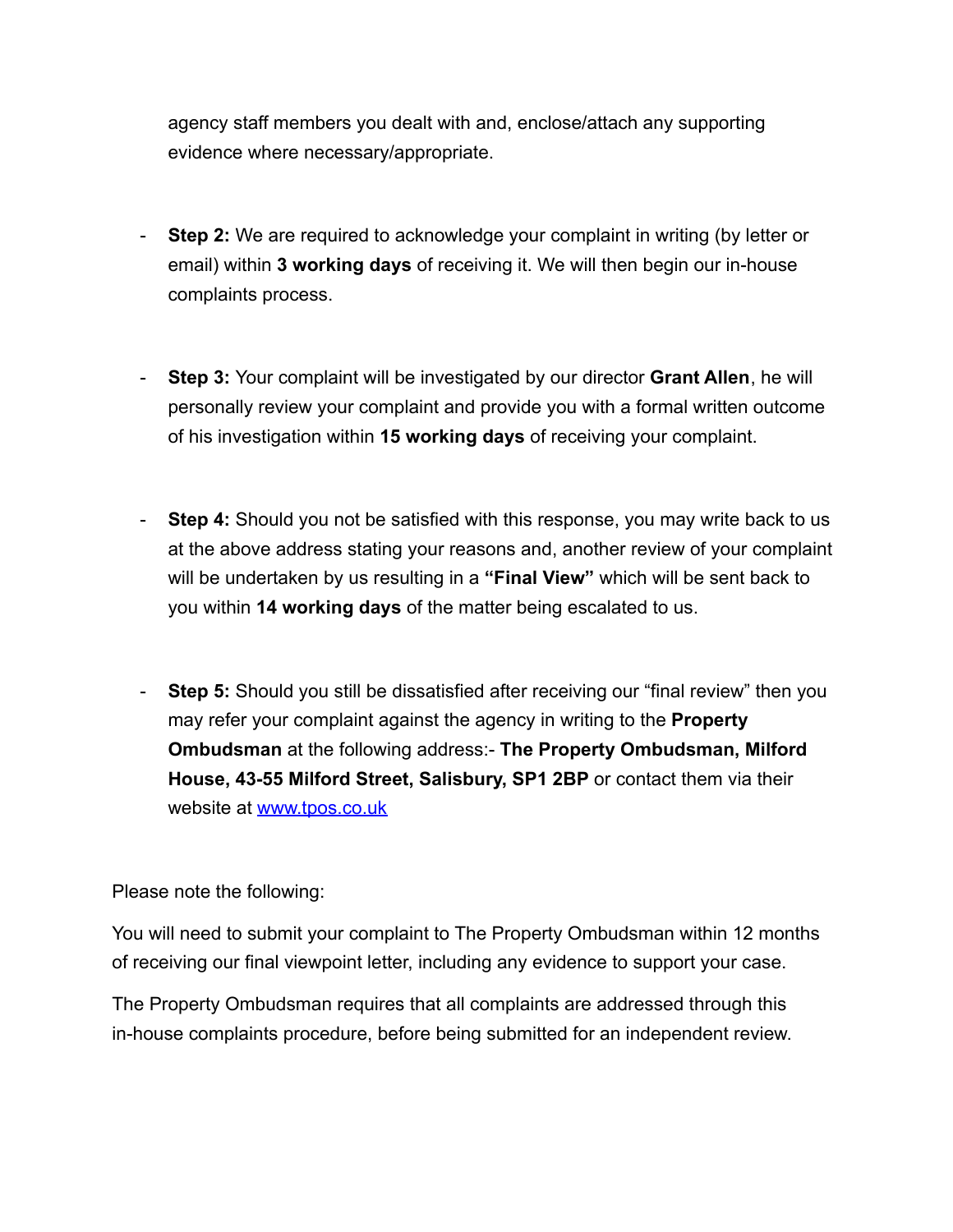agency staff members you dealt with and, enclose/attach any supporting evidence where necessary/appropriate.

- **Step 2:** We are required to acknowledge your complaint in writing (by letter or email) within **3 working days** of receiving it. We will then begin our in-house complaints process.

- **Step 3:** Your complaint will be investigated by our director **Grant Allen**, he will personally review your complaint and provide you with a formal written outcome of his investigation within **15 working days** of receiving your complaint.

- **Step 4:** Should you not be satisfied with this response, you may write back to us at the above address stating your reasons and, another review of your complaint will be undertaken by us resulting in a **"Final View"** which will be sent back to you within **14 working days** of the matter being escalated to us.

- **Step 5:** Should you still be dissatisfied after receiving our "final review" then you may refer your complaint against the agency in writing to the **Property Ombudsman** at the following address:- **The Property Ombudsman, Milford House, 43-55 Milford Street, Salisbury, SP1 2BP** or contact them via their website at [www.tpos.co.uk](http://www.tpos.co.uk)

Please note the following:

You will need to submit your complaint to The Property Ombudsman within 12 months of receiving our final viewpoint letter, including any evidence to support your case.

The Property Ombudsman requires that all complaints are addressed through this in-house complaints procedure, before being submitted for an independent review.